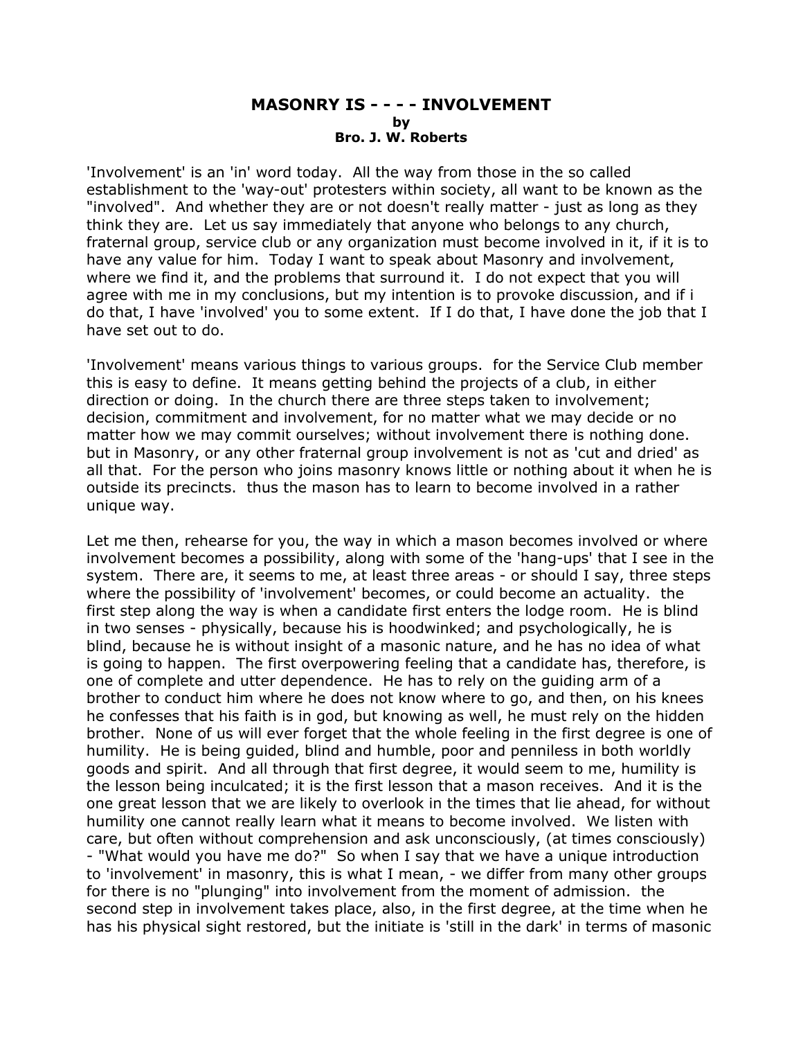## MASONRY IS - - - - INVOLVEMENT
**by**
**Bro. J. W. Roberts**

'Involvement' is an 'in' word today. All the way from those in the so called establishment to the 'way-out' protesters within society, all want to be known as the "involved". And whether they are or not doesn't really matter - just as long as they think they are. Let us say immediately that anyone who belongs to any church, fraternal group, service club or any organization must become involved in it, if it is to have any value for him. Today I want to speak about Masonry and involvement, where we find it, and the problems that surround it. I do not expect that you will agree with me in my conclusions, but my intention is to provoke discussion, and if i do that, I have 'involved' you to some extent. If I do that, I have done the job that I have set out to do.

'Involvement' means various things to various groups. for the Service Club member this is easy to define. It means getting behind the projects of a club, in either direction or doing. In the church there are three steps taken to involvement; decision, commitment and involvement, for no matter what we may decide or no matter how we may commit ourselves; without involvement there is nothing done. but in Masonry, or any other fraternal group involvement is not as 'cut and dried' as all that. For the person who joins masonry knows little or nothing about it when he is outside its precincts. thus the mason has to learn to become involved in a rather unique way.

Let me then, rehearse for you, the way in which a mason becomes involved or where involvement becomes a possibility, along with some of the 'hang-ups' that I see in the system. There are, it seems to me, at least three areas - or should I say, three steps where the possibility of 'involvement' becomes, or could become an actuality. the first step along the way is when a candidate first enters the lodge room. He is blind in two senses - physically, because his is hoodwinked; and psychologically, he is blind, because he is without insight of a masonic nature, and he has no idea of what is going to happen. The first overpowering feeling that a candidate has, therefore, is one of complete and utter dependence. He has to rely on the guiding arm of a brother to conduct him where he does not know where to go, and then, on his knees he confesses that his faith is in god, but knowing as well, he must rely on the hidden brother. None of us will ever forget that the whole feeling in the first degree is one of humility. He is being guided, blind and humble, poor and penniless in both worldly goods and spirit. And all through that first degree, it would seem to me, humility is the lesson being inculcated; it is the first lesson that a mason receives. And it is the one great lesson that we are likely to overlook in the times that lie ahead, for without humility one cannot really learn what it means to become involved. We listen with care, but often without comprehension and ask unconsciously, (at times consciously) - "What would you have me do?" So when I say that we have a unique introduction to 'involvement' in masonry, this is what I mean, - we differ from many other groups for there is no "plunging" into involvement from the moment of admission. the second step in involvement takes place, also, in the first degree, at the time when he has his physical sight restored, but the initiate is 'still in the dark' in terms of masonic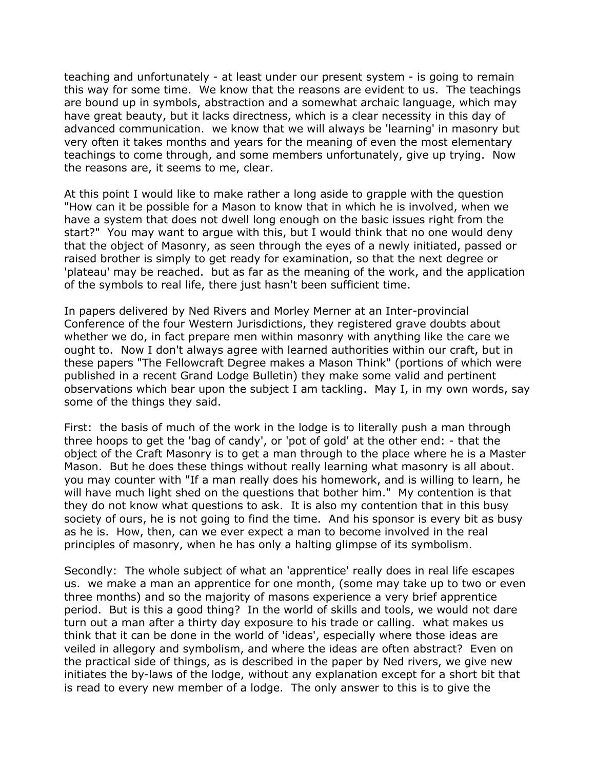teaching and unfortunately - at least under our present system - is going to remain this way for some time. We know that the reasons are evident to us. The teachings are bound up in symbols, abstraction and a somewhat archaic language, which may have great beauty, but it lacks directness, which is a clear necessity in this day of advanced communication. we know that we will always be 'learning' in masonry but very often it takes months and years for the meaning of even the most elementary teachings to come through, and some members unfortunately, give up trying. Now the reasons are, it seems to me, clear.

At this point I would like to make rather a long aside to grapple with the question "How can it be possible for a Mason to know that in which he is involved, when we have a system that does not dwell long enough on the basic issues right from the start?" You may want to argue with this, but I would think that no one would deny that the object of Masonry, as seen through the eyes of a newly initiated, passed or raised brother is simply to get ready for examination, so that the next degree or 'plateau' may be reached. but as far as the meaning of the work, and the application of the symbols to real life, there just hasn't been sufficient time.

In papers delivered by Ned Rivers and Morley Merner at an Inter-provincial Conference of the four Western Jurisdictions, they registered grave doubts about whether we do, in fact prepare men within masonry with anything like the care we ought to. Now I don't always agree with learned authorities within our craft, but in these papers "The Fellowcraft Degree makes a Mason Think" (portions of which were published in a recent Grand Lodge Bulletin) they make some valid and pertinent observations which bear upon the subject I am tackling. May I, in my own words, say some of the things they said.

First: the basis of much of the work in the lodge is to literally push a man through three hoops to get the 'bag of candy', or 'pot of gold' at the other end: - that the object of the Craft Masonry is to get a man through to the place where he is a Master Mason. But he does these things without really learning what masonry is all about. you may counter with "If a man really does his homework, and is willing to learn, he will have much light shed on the questions that bother him." My contention is that they do not know what questions to ask. It is also my contention that in this busy society of ours, he is not going to find the time. And his sponsor is every bit as busy as he is. How, then, can we ever expect a man to become involved in the real principles of masonry, when he has only a halting glimpse of its symbolism.

Secondly: The whole subject of what an 'apprentice' really does in real life escapes us. we make a man an apprentice for one month, (some may take up to two or even three months) and so the majority of masons experience a very brief apprentice period. But is this a good thing? In the world of skills and tools, we would not dare turn out a man after a thirty day exposure to his trade or calling. what makes us think that it can be done in the world of 'ideas', especially where those ideas are veiled in allegory and symbolism, and where the ideas are often abstract? Even on the practical side of things, as is described in the paper by Ned rivers, we give new initiates the by-laws of the lodge, without any explanation except for a short bit that is read to every new member of a lodge. The only answer to this is to give the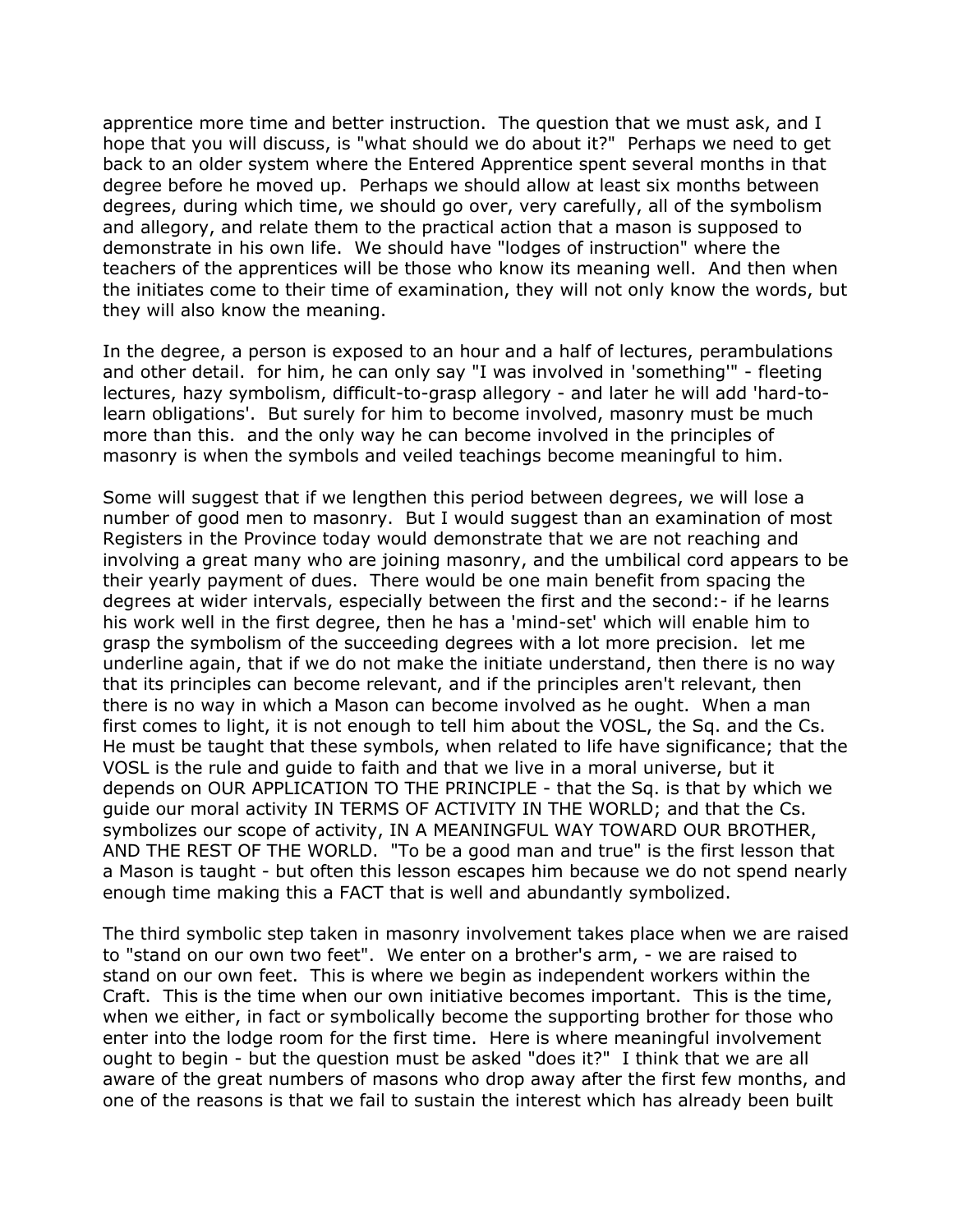apprentice more time and better instruction. The question that we must ask, and I hope that you will discuss, is "what should we do about it?" Perhaps we need to get back to an older system where the Entered Apprentice spent several months in that degree before he moved up. Perhaps we should allow at least six months between degrees, during which time, we should go over, very carefully, all of the symbolism and allegory, and relate them to the practical action that a mason is supposed to demonstrate in his own life. We should have "lodges of instruction" where the teachers of the apprentices will be those who know its meaning well. And then when the initiates come to their time of examination, they will not only know the words, but they will also know the meaning.

In the degree, a person is exposed to an hour and a half of lectures, perambulations and other detail. for him, he can only say "I was involved in 'something'" - fleeting lectures, hazy symbolism, difficult-to-grasp allegory - and later he will add 'hard-to-learn obligations'. But surely for him to become involved, masonry must be much more than this. and the only way he can become involved in the principles of masonry is when the symbols and veiled teachings become meaningful to him.

Some will suggest that if we lengthen this period between degrees, we will lose a number of good men to masonry. But I would suggest than an examination of most Registers in the Province today would demonstrate that we are not reaching and involving a great many who are joining masonry, and the umbilical cord appears to be their yearly payment of dues. There would be one main benefit from spacing the degrees at wider intervals, especially between the first and the second:- if he learns his work well in the first degree, then he has a 'mind-set' which will enable him to grasp the symbolism of the succeeding degrees with a lot more precision. let me underline again, that if we do not make the initiate understand, then there is no way that its principles can become relevant, and if the principles aren't relevant, then there is no way in which a Mason can become involved as he ought. When a man first comes to light, it is not enough to tell him about the VOSL, the Sq. and the Cs. He must be taught that these symbols, when related to life have significance; that the VOSL is the rule and guide to faith and that we live in a moral universe, but it depends on OUR APPLICATION TO THE PRINCIPLE - that the Sq. is that by which we guide our moral activity IN TERMS OF ACTIVITY IN THE WORLD; and that the Cs. symbolizes our scope of activity, IN A MEANINGFUL WAY TOWARD OUR BROTHER, AND THE REST OF THE WORLD. "To be a good man and true" is the first lesson that a Mason is taught - but often this lesson escapes him because we do not spend nearly enough time making this a FACT that is well and abundantly symbolized.

The third symbolic step taken in masonry involvement takes place when we are raised to "stand on our own two feet". We enter on a brother's arm, - we are raised to stand on our own feet. This is where we begin as independent workers within the Craft. This is the time when our own initiative becomes important. This is the time, when we either, in fact or symbolically become the supporting brother for those who enter into the lodge room for the first time. Here is where meaningful involvement ought to begin - but the question must be asked "does it?" I think that we are all aware of the great numbers of masons who drop away after the first few months, and one of the reasons is that we fail to sustain the interest which has already been built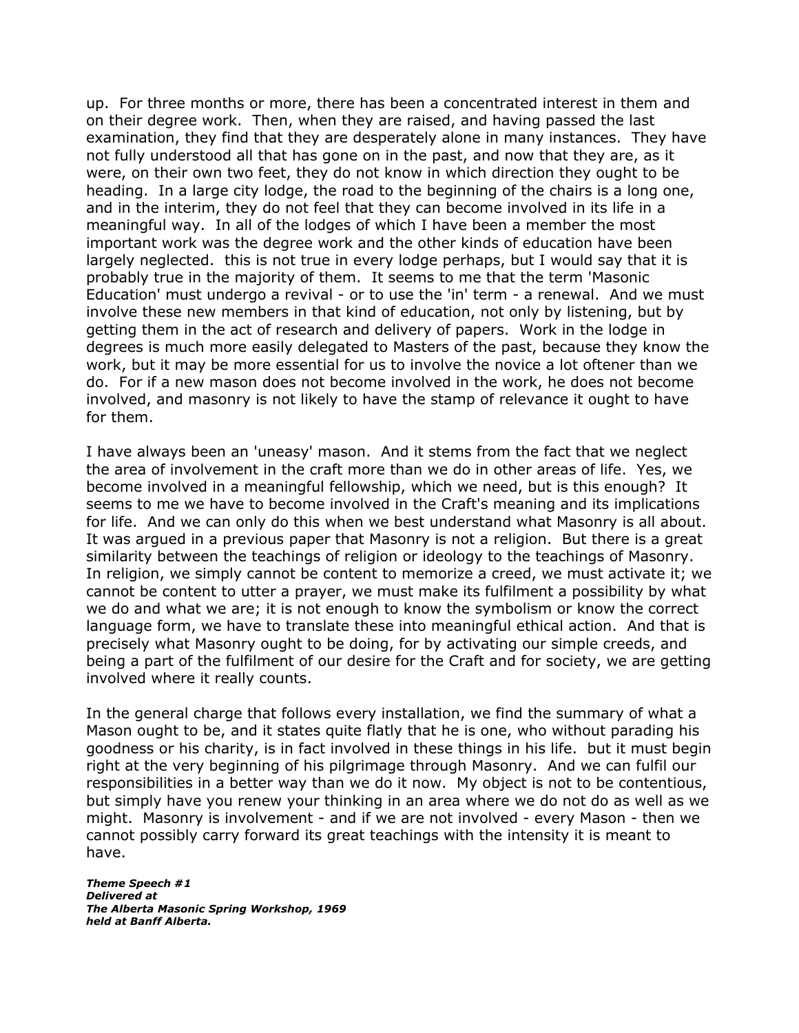up. For three months or more, there has been a concentrated interest in them and on their degree work. Then, when they are raised, and having passed the last examination, they find that they are desperately alone in many instances. They have not fully understood all that has gone on in the past, and now that they are, as it were, on their own two feet, they do not know in which direction they ought to be heading. In a large city lodge, the road to the beginning of the chairs is a long one, and in the interim, they do not feel that they can become involved in its life in a meaningful way. In all of the lodges of which I have been a member the most important work was the degree work and the other kinds of education have been largely neglected. this is not true in every lodge perhaps, but I would say that it is probably true in the majority of them. It seems to me that the term 'Masonic Education' must undergo a revival - or to use the 'in' term - a renewal. And we must involve these new members in that kind of education, not only by listening, but by getting them in the act of research and delivery of papers. Work in the lodge in degrees is much more easily delegated to Masters of the past, because they know the work, but it may be more essential for us to involve the novice a lot oftener than we do. For if a new mason does not become involved in the work, he does not become involved, and masonry is not likely to have the stamp of relevance it ought to have for them.

I have always been an 'uneasy' mason. And it stems from the fact that we neglect the area of involvement in the craft more than we do in other areas of life. Yes, we become involved in a meaningful fellowship, which we need, but is this enough? It seems to me we have to become involved in the Craft's meaning and its implications for life. And we can only do this when we best understand what Masonry is all about. It was argued in a previous paper that Masonry is not a religion. But there is a great similarity between the teachings of religion or ideology to the teachings of Masonry. In religion, we simply cannot be content to memorize a creed, we must activate it; we cannot be content to utter a prayer, we must make its fulfilment a possibility by what we do and what we are; it is not enough to know the symbolism or know the correct language form, we have to translate these into meaningful ethical action. And that is precisely what Masonry ought to be doing, for by activating our simple creeds, and being a part of the fulfilment of our desire for the Craft and for society, we are getting involved where it really counts.

In the general charge that follows every installation, we find the summary of what a Mason ought to be, and it states quite flatly that he is one, who without parading his goodness or his charity, is in fact involved in these things in his life. but it must begin right at the very beginning of his pilgrimage through Masonry. And we can fulfil our responsibilities in a better way than we do it now. My object is not to be contentious, but simply have you renew your thinking in an area where we do not do as well as we might. Masonry is involvement - and if we are not involved - every Mason - then we cannot possibly carry forward its great teachings with the intensity it is meant to have.

***Theme Speech #1***
***Delivered at***
***The Alberta Masonic Spring Workshop, 1969***
***held at Banff Alberta.***